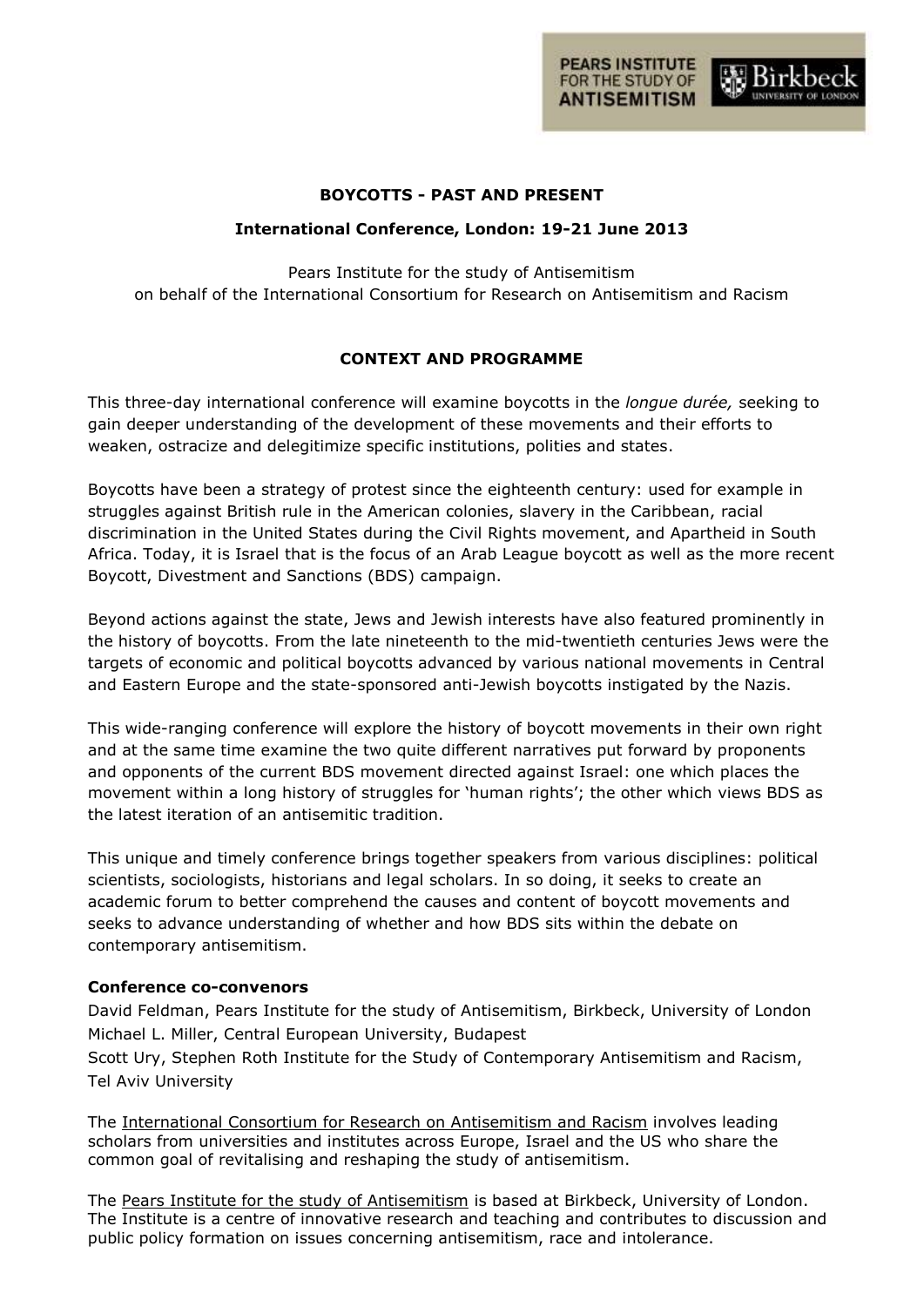PEARS INSTITUTE FOR THE STUDY OF ANTISEMITISM | Birkbeck UNIVERSITY OF LONDON

# BOYCOTTS - PAST AND PRESENT

## International Conference, London: 19-21 June 2013

Pears Institute for the study of Antisemitism
on behalf of the International Consortium for Research on Antisemitism and Racism

## CONTEXT AND PROGRAMME

This three-day international conference will examine boycotts in the *longue durée,* seeking to gain deeper understanding of the development of these movements and their efforts to weaken, ostracize and delegitimize specific institutions, polities and states.

Boycotts have been a strategy of protest since the eighteenth century: used for example in struggles against British rule in the American colonies, slavery in the Caribbean, racial discrimination in the United States during the Civil Rights movement, and Apartheid in South Africa. Today, it is Israel that is the focus of an Arab League boycott as well as the more recent Boycott, Divestment and Sanctions (BDS) campaign.

Beyond actions against the state, Jews and Jewish interests have also featured prominently in the history of boycotts. From the late nineteenth to the mid-twentieth centuries Jews were the targets of economic and political boycotts advanced by various national movements in Central and Eastern Europe and the state-sponsored anti-Jewish boycotts instigated by the Nazis.

This wide-ranging conference will explore the history of boycott movements in their own right and at the same time examine the two quite different narratives put forward by proponents and opponents of the current BDS movement directed against Israel: one which places the movement within a long history of struggles for 'human rights'; the other which views BDS as the latest iteration of an antisemitic tradition.

This unique and timely conference brings together speakers from various disciplines: political scientists, sociologists, historians and legal scholars. In so doing, it seeks to create an academic forum to better comprehend the causes and content of boycott movements and seeks to advance understanding of whether and how BDS sits within the debate on contemporary antisemitism.

**Conference co-convenors**

David Feldman, Pears Institute for the study of Antisemitism, Birkbeck, University of London
Michael L. Miller, Central European University, Budapest
Scott Ury, Stephen Roth Institute for the Study of Contemporary Antisemitism and Racism, Tel Aviv University

The International Consortium for Research on Antisemitism and Racism involves leading scholars from universities and institutes across Europe, Israel and the US who share the common goal of revitalising and reshaping the study of antisemitism.

The Pears Institute for the study of Antisemitism is based at Birkbeck, University of London. The Institute is a centre of innovative research and teaching and contributes to discussion and public policy formation on issues concerning antisemitism, race and intolerance.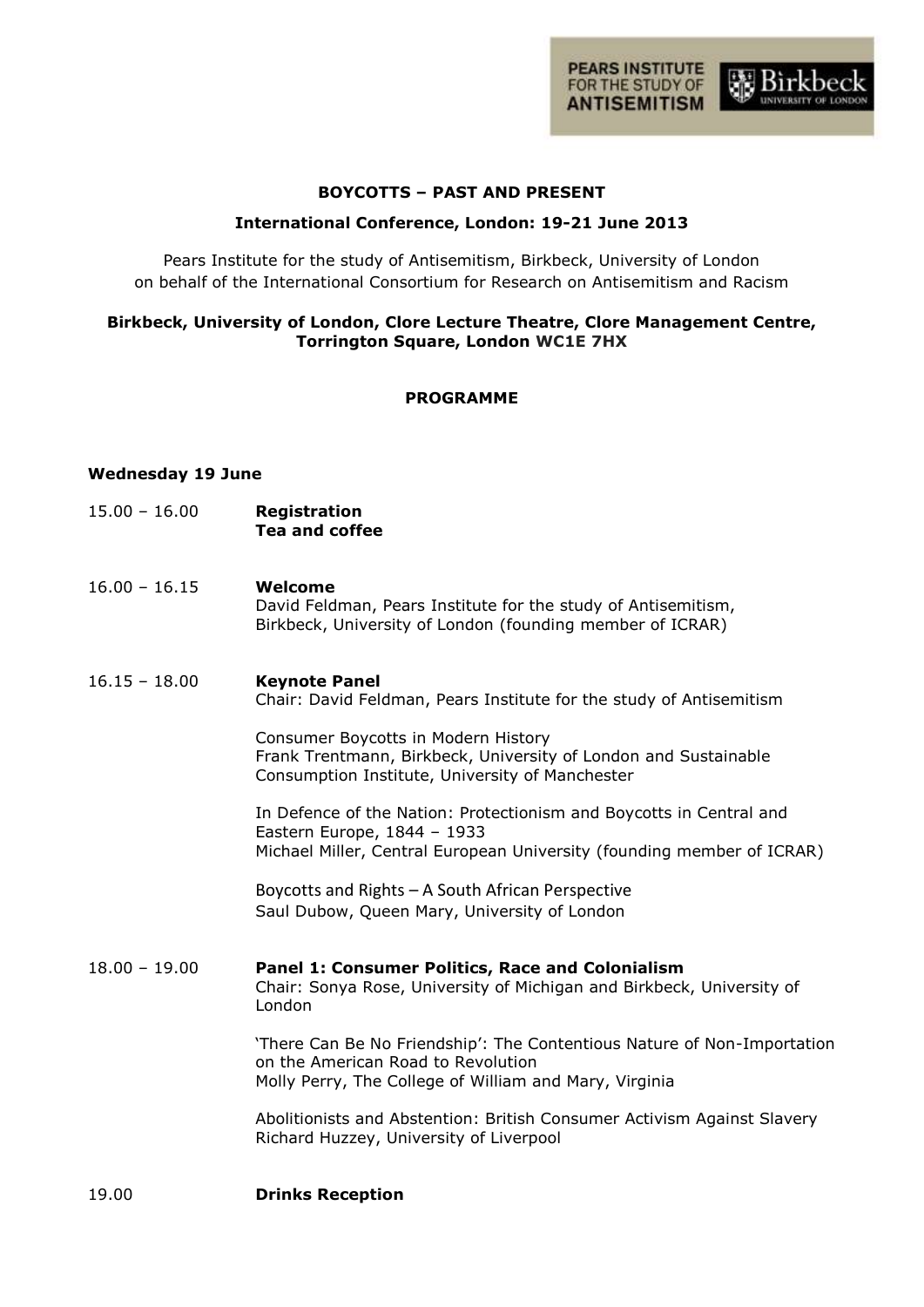**PEARS INSTITUTE FOR THE STUDY OF ANTISEMITISM** | **Birkbeck UNIVERSITY OF LONDON**

# BOYCOTTS – PAST AND PRESENT

## International Conference, London: 19-21 June 2013

Pears Institute for the study of Antisemitism, Birkbeck, University of London
on behalf of the International Consortium for Research on Antisemitism and Racism

**Birkbeck, University of London, Clore Lecture Theatre, Clore Management Centre, Torrington Square, London WC1E 7HX**

## PROGRAMME

### Wednesday 19 June

15.00 – 16.00 **Registration**
**Tea and coffee**

16.00 – 16.15 **Welcome**
David Feldman, Pears Institute for the study of Antisemitism, Birkbeck, University of London (founding member of ICRAR)

16.15 – 18.00 **Keynote Panel**
Chair: David Feldman, Pears Institute for the study of Antisemitism

Consumer Boycotts in Modern History
Frank Trentmann, Birkbeck, University of London and Sustainable Consumption Institute, University of Manchester

In Defence of the Nation: Protectionism and Boycotts in Central and Eastern Europe, 1844 – 1933
Michael Miller, Central European University (founding member of ICRAR)

Boycotts and Rights – A South African Perspective
Saul Dubow, Queen Mary, University of London

18.00 – 19.00 **Panel 1: Consumer Politics, Race and Colonialism**
Chair: Sonya Rose, University of Michigan and Birkbeck, University of London

'There Can Be No Friendship': The Contentious Nature of Non-Importation on the American Road to Revolution
Molly Perry, The College of William and Mary, Virginia

Abolitionists and Abstention: British Consumer Activism Against Slavery
Richard Huzzey, University of Liverpool

19.00 **Drinks Reception**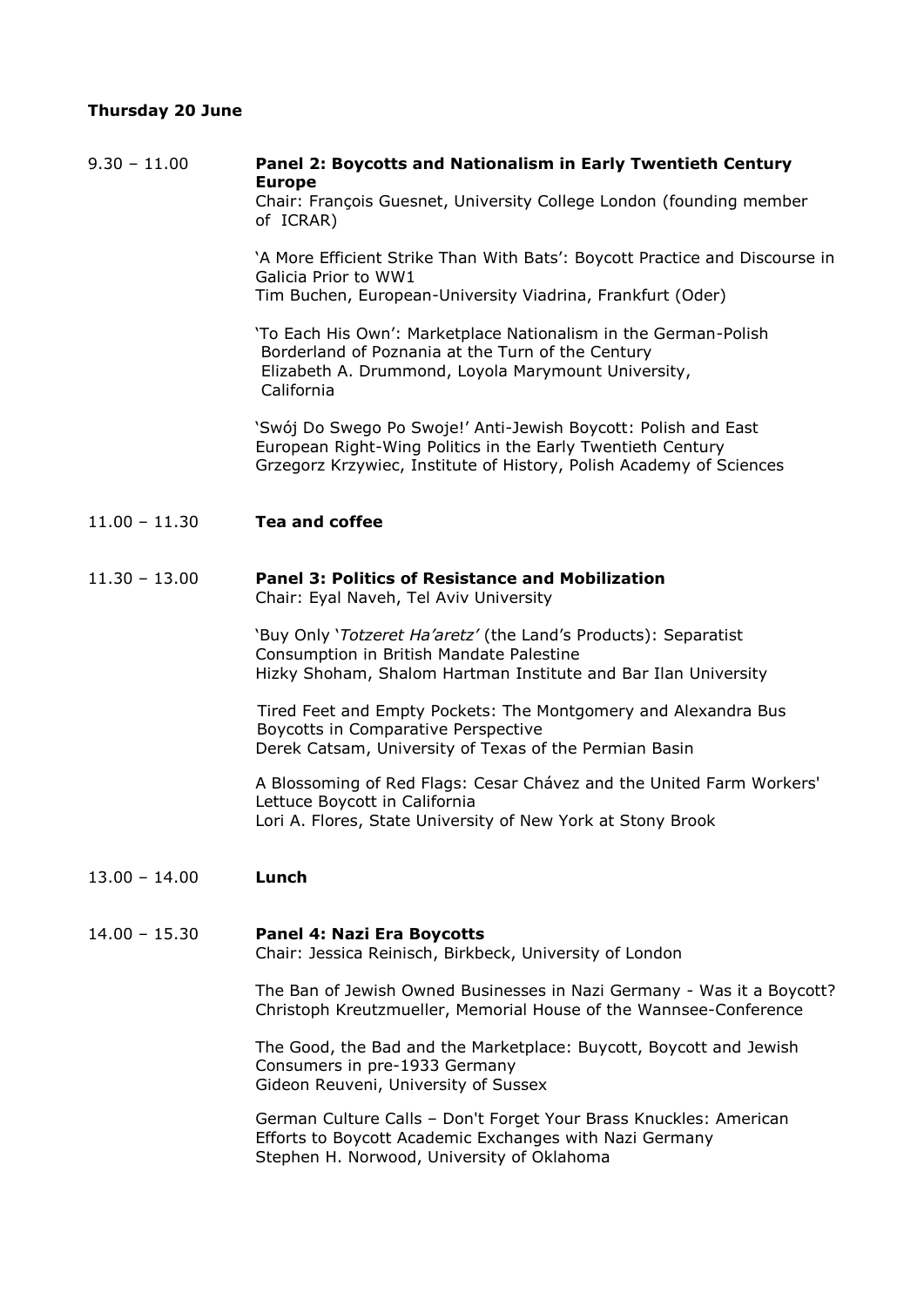**Thursday 20 June**

9.30 – 11.00 **Panel 2: Boycotts and Nationalism in Early Twentieth Century Europe**

Chair: François Guesnet, University College London (founding member of ICRAR)

'A More Efficient Strike Than With Bats': Boycott Practice and Discourse in Galicia Prior to WW1
Tim Buchen, European-University Viadrina, Frankfurt (Oder)

'To Each His Own': Marketplace Nationalism in the German-Polish Borderland of Poznania at the Turn of the Century
Elizabeth A. Drummond, Loyola Marymount University, California

'Swój Do Swego Po Swoje!' Anti-Jewish Boycott: Polish and East European Right-Wing Politics in the Early Twentieth Century
Grzegorz Krzywiec, Institute of History, Polish Academy of Sciences

11.00 – 11.30 **Tea and coffee**

11.30 – 13.00 **Panel 3: Politics of Resistance and Mobilization**

Chair: Eyal Naveh, Tel Aviv University

'Buy Only '*Totzeret Ha'aretz'* (the Land's Products): Separatist Consumption in British Mandate Palestine
Hizky Shoham, Shalom Hartman Institute and Bar Ilan University

Tired Feet and Empty Pockets: The Montgomery and Alexandra Bus Boycotts in Comparative Perspective
Derek Catsam, University of Texas of the Permian Basin

A Blossoming of Red Flags: Cesar Chávez and the United Farm Workers' Lettuce Boycott in California
Lori A. Flores, State University of New York at Stony Brook

13.00 – 14.00 **Lunch**

14.00 – 15.30 **Panel 4: Nazi Era Boycotts**

Chair: Jessica Reinisch, Birkbeck, University of London

The Ban of Jewish Owned Businesses in Nazi Germany - Was it a Boycott?
Christoph Kreutzmueller, Memorial House of the Wannsee-Conference

The Good, the Bad and the Marketplace: Buycott, Boycott and Jewish Consumers in pre-1933 Germany
Gideon Reuveni, University of Sussex

German Culture Calls – Don't Forget Your Brass Knuckles: American Efforts to Boycott Academic Exchanges with Nazi Germany
Stephen H. Norwood, University of Oklahoma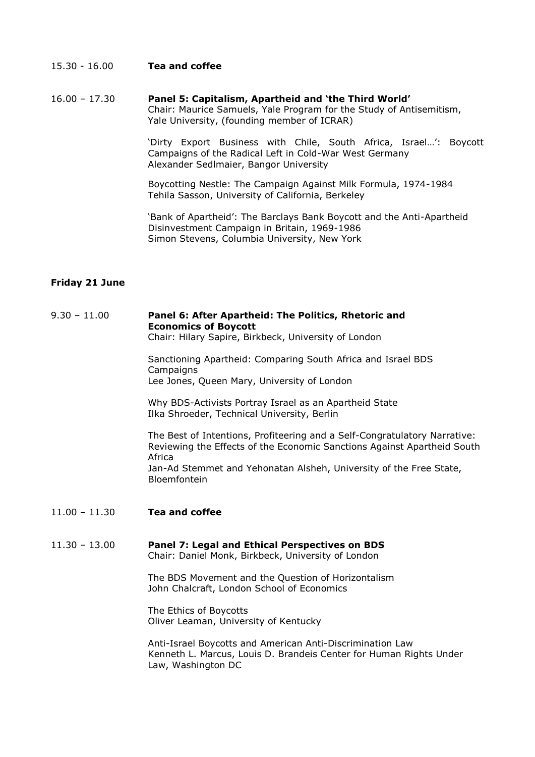15.30 - 16.00 **Tea and coffee**

16.00 – 17.30 **Panel 5: Capitalism, Apartheid and 'the Third World'**
Chair: Maurice Samuels, Yale Program for the Study of Antisemitism, Yale University, (founding member of ICRAR)

'Dirty Export Business with Chile, South Africa, Israel…': Boycott Campaigns of the Radical Left in Cold-War West Germany
Alexander Sedlmaier, Bangor University

Boycotting Nestle: The Campaign Against Milk Formula, 1974-1984
Tehila Sasson, University of California, Berkeley

'Bank of Apartheid': The Barclays Bank Boycott and the Anti-Apartheid Disinvestment Campaign in Britain, 1969-1986
Simon Stevens, Columbia University, New York

**Friday 21 June**

9.30 – 11.00 **Panel 6: After Apartheid: The Politics, Rhetoric and Economics of Boycott**
Chair: Hilary Sapire, Birkbeck, University of London

Sanctioning Apartheid: Comparing South Africa and Israel BDS Campaigns
Lee Jones, Queen Mary, University of London

Why BDS-Activists Portray Israel as an Apartheid State
Ilka Shroeder, Technical University, Berlin

The Best of Intentions, Profiteering and a Self-Congratulatory Narrative: Reviewing the Effects of the Economic Sanctions Against Apartheid South Africa
Jan-Ad Stemmet and Yehonatan Alsheh, University of the Free State, Bloemfontein

11.00 – 11.30 **Tea and coffee**

11.30 – 13.00 **Panel 7: Legal and Ethical Perspectives on BDS**
Chair: Daniel Monk, Birkbeck, University of London

The BDS Movement and the Question of Horizontalism
John Chalcraft, London School of Economics

The Ethics of Boycotts
Oliver Leaman, University of Kentucky

Anti-Israel Boycotts and American Anti-Discrimination Law
Kenneth L. Marcus, Louis D. Brandeis Center for Human Rights Under Law, Washington DC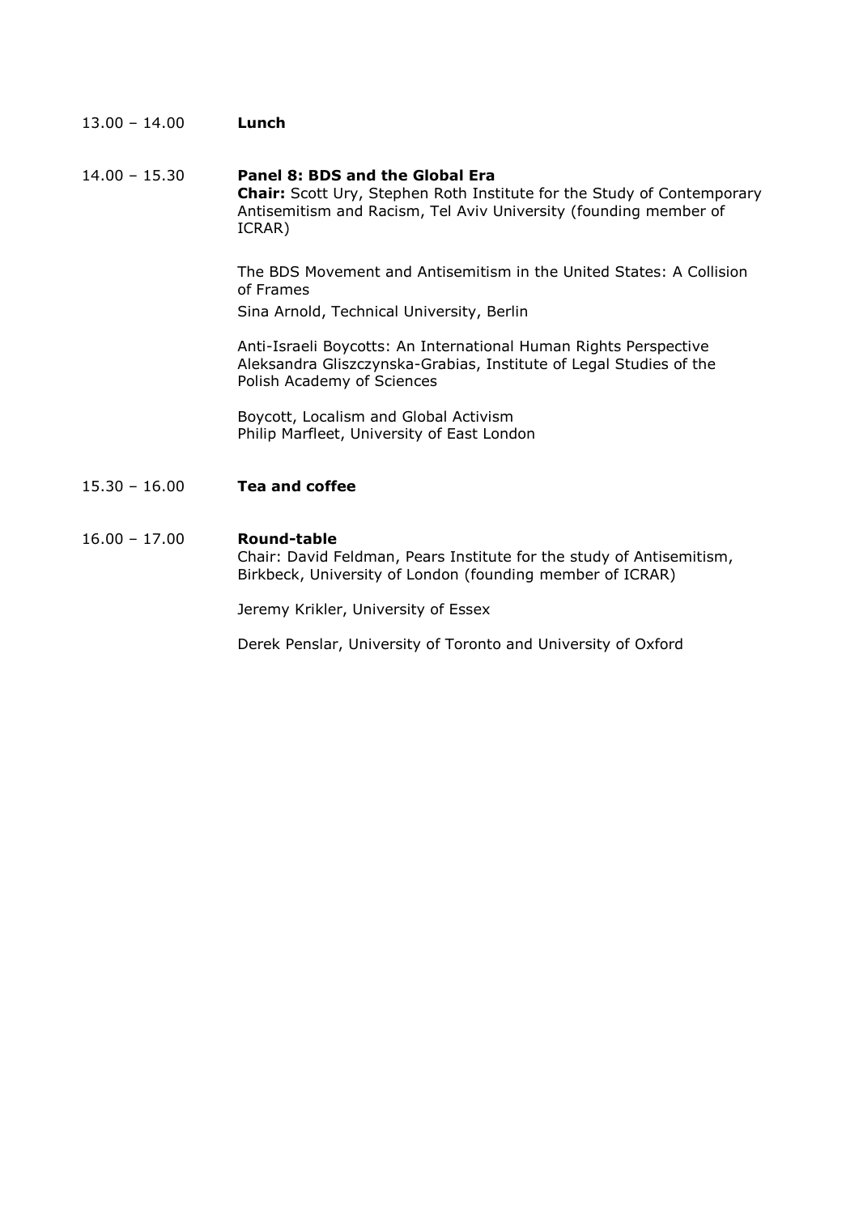13.00 – 14.00 **Lunch**

14.00 – 15.30 **Panel 8: BDS and the Global Era**
**Chair:** Scott Ury, Stephen Roth Institute for the Study of Contemporary Antisemitism and Racism, Tel Aviv University (founding member of ICRAR)

The BDS Movement and Antisemitism in the United States: A Collision of Frames
Sina Arnold, Technical University, Berlin

Anti-Israeli Boycotts: An International Human Rights Perspective
Aleksandra Gliszczynska-Grabias, Institute of Legal Studies of the Polish Academy of Sciences

Boycott, Localism and Global Activism
Philip Marfleet, University of East London

15.30 – 16.00 **Tea and coffee**

16.00 – 17.00 **Round-table**
Chair: David Feldman, Pears Institute for the study of Antisemitism, Birkbeck, University of London (founding member of ICRAR)

Jeremy Krikler, University of Essex

Derek Penslar, University of Toronto and University of Oxford